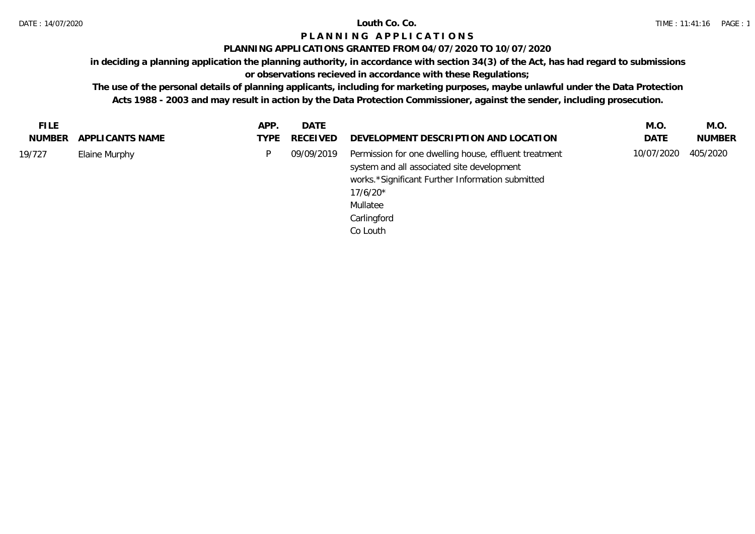# Louth Co. Co.

## P L A N N I N G   A P P L I C A T I O N S

### PLANNING APPLICATIONS GRANTED FROM 04/07/2020 TO 10/07/2020

**in deciding a planning application the planning authority, in accordance with section 34(3) of the Act, has had regard to submissions or observations recieved in accordance with these Regulations;**

**The use of the personal details of planning applicants, including for marketing purposes, maybe unlawful under the Data Protection Acts 1988 - 2003 and may result in action by the Data Protection Commissioner, against the sender, including prosecution.**

| FILE NUMBER | APPLICANTS NAME | APP. TYPE | DATE RECEIVED | DEVELOPMENT DESCRIPTION AND LOCATION | M.O. DATE | M.O. NUMBER |
|---|---|---|---|---|---|---|
| 19/727 | Elaine Murphy | P | 09/09/2019 | Permission for one dwelling house, effluent treatment system and all associated site development works.*Significant Further Information submitted 17/6/20* Mullatee Carlingford Co Louth | 10/07/2020 | 405/2020 |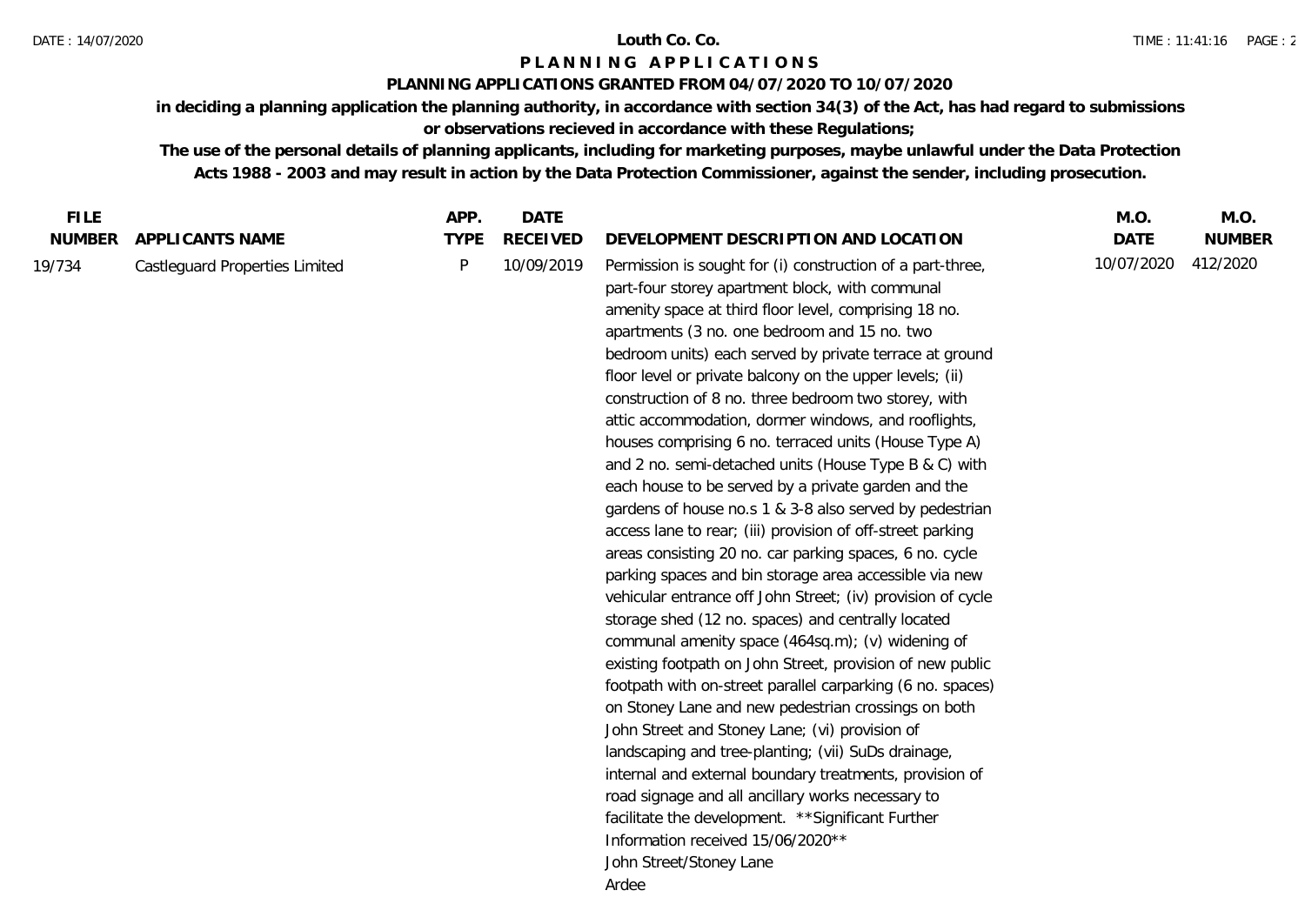# Louth Co. Co.

## PLANNING APPLICATIONS

### PLANNING APPLICATIONS GRANTED FROM 04/07/2020 TO 10/07/2020

**in deciding a planning application the planning authority, in accordance with section 34(3) of the Act, has had regard to submissions or observations recieved in accordance with these Regulations;**

**The use of the personal details of planning applicants, including for marketing purposes, maybe unlawful under the Data Protection Acts 1988 - 2003 and may result in action by the Data Protection Commissioner, against the sender, including prosecution.**

| FILE NUMBER | APPLICANTS NAME | APP. TYPE | DATE RECEIVED | DEVELOPMENT DESCRIPTION AND LOCATION | M.O. DATE | M.O. NUMBER |
|---|---|---|---|---|---|---|
| 19/734 | Castleguard Properties Limited | P | 10/09/2019 | Permission is sought for (i) construction of a part-three, part-four storey apartment block, with communal amenity space at third floor level, comprising 18 no. apartments (3 no. one bedroom and 15 no. two bedroom units) each served by private terrace at ground floor level or private balcony on the upper levels; (ii) construction of 8 no. three bedroom two storey, with attic accommodation, dormer windows, and rooflights, houses comprising 6 no. terraced units (House Type A) and 2 no. semi-detached units (House Type B & C) with each house to be served by a private garden and the gardens of house no.s 1 & 3-8 also served by pedestrian access lane to rear; (iii) provision of off-street parking areas consisting 20 no. car parking spaces, 6 no. cycle parking spaces and bin storage area accessible via new vehicular entrance off John Street; (iv) provision of cycle storage shed (12 no. spaces) and centrally located communal amenity space (464sq.m); (v) widening of existing footpath on John Street, provision of new public footpath with on-street parallel carparking (6 no. spaces) on Stoney Lane and new pedestrian crossings on both John Street and Stoney Lane; (vi) provision of landscaping and tree-planting; (vii) SuDs drainage, internal and external boundary treatments, provision of road signage and all ancillary works necessary to facilitate the development. **Significant Further Information received 15/06/2020** John Street/Stoney Lane Ardee | 10/07/2020 | 412/2020 |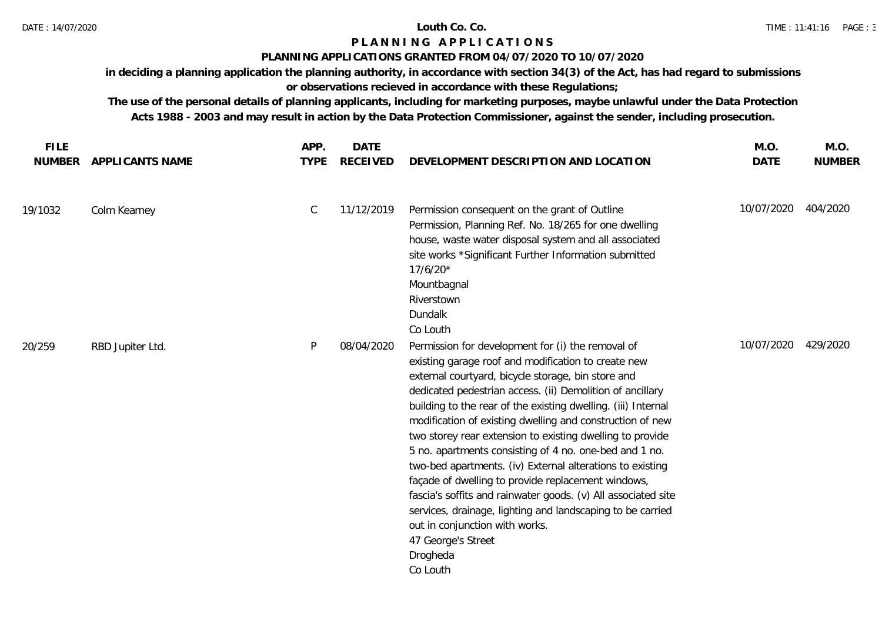# Louth Co. Co.

## PLANNING APPLICATIONS

### PLANNING APPLICATIONS GRANTED FROM 04/07/2020 TO 10/07/2020

**in deciding a planning application the planning authority, in accordance with section 34(3) of the Act, has had regard to submissions or observations recieved in accordance with these Regulations;**

**The use of the personal details of planning applicants, including for marketing purposes, maybe unlawful under the Data Protection Acts 1988 - 2003 and may result in action by the Data Protection Commissioner, against the sender, including prosecution.**

| FILE NUMBER | APPLICANTS NAME | APP. TYPE | DATE RECEIVED | DEVELOPMENT DESCRIPTION AND LOCATION | M.O. DATE | M.O. NUMBER |
|---|---|---|---|---|---|---|
| 19/1032 | Colm Kearney | C | 11/12/2019 | Permission consequent on the grant of Outline Permission, Planning Ref. No. 18/265 for one dwelling house, waste water disposal system and all associated site works *Significant Further Information submitted 17/6/20*<br>Mountbagnal<br>Riverstown<br>Dundalk<br>Co Louth | 10/07/2020 | 404/2020 |
| 20/259 | RBD Jupiter Ltd. | P | 08/04/2020 | Permission for development for (i) the removal of existing garage roof and modification to create new external courtyard, bicycle storage, bin store and dedicated pedestrian access. (ii) Demolition of ancillary building to the rear of the existing dwelling. (iii) Internal modification of existing dwelling and construction of new two storey rear extension to existing dwelling to provide 5 no. apartments consisting of 4 no. one-bed and 1 no. two-bed apartments. (iv) External alterations to existing façade of dwelling to provide replacement windows, fascia's soffits and rainwater goods. (v) All associated site services, drainage, lighting and landscaping to be carried out in conjunction with works.<br>47 George's Street<br>Drogheda<br>Co Louth | 10/07/2020 | 429/2020 |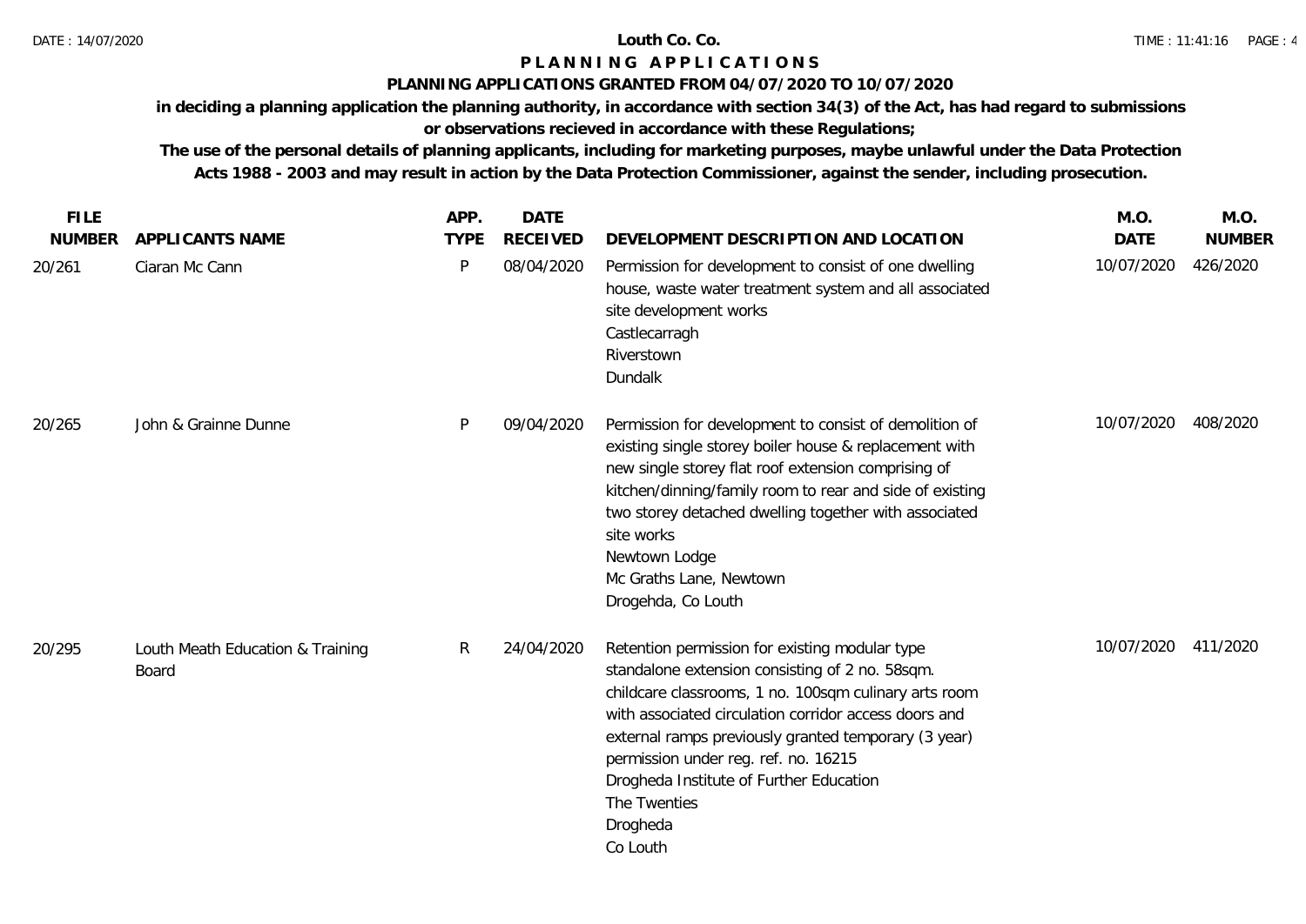**Louth Co. Co.**

# P L A N N I N G   A P P L I C A T I O N S

**PLANNING APPLICATIONS GRANTED FROM 04/07/2020 TO 10/07/2020**

**in deciding a planning application the planning authority, in accordance with section 34(3) of the Act, has had regard to submissions or observations recieved in accordance with these Regulations;**

**The use of the personal details of planning applicants, including for marketing purposes, maybe unlawful under the Data Protection Acts 1988 - 2003 and may result in action by the Data Protection Commissioner, against the sender, including prosecution.**

| FILE NUMBER | APPLICANTS NAME | APP. TYPE | DATE RECEIVED | DEVELOPMENT DESCRIPTION AND LOCATION | M.O. DATE | M.O. NUMBER |
|---|---|---|---|---|---|---|
| 20/261 | Ciaran Mc Cann | P | 08/04/2020 | Permission for development to consist of one dwelling house, waste water treatment system and all associated site development works<br>Castlecarragh<br>Riverstown<br>Dundalk | 10/07/2020 | 426/2020 |
| 20/265 | John & Grainne Dunne | P | 09/04/2020 | Permission for development to consist of demolition of existing single storey boiler house & replacement with new single storey flat roof extension comprising of kitchen/dinning/family room to rear and side of existing two storey detached dwelling together with associated site works<br>Newtown Lodge<br>Mc Graths Lane, Newtown<br>Drogehda, Co Louth | 10/07/2020 | 408/2020 |
| 20/295 | Louth Meath Education & Training Board | R | 24/04/2020 | Retention permission for existing modular type standalone extension consisting of 2 no. 58sqm. childcare classrooms, 1 no. 100sqm culinary arts room with associated circulation corridor access doors and external ramps previously granted temporary (3 year) permission under reg. ref. no. 16215<br>Drogheda Institute of Further Education<br>The Twenties<br>Drogheda<br>Co Louth | 10/07/2020 | 411/2020 |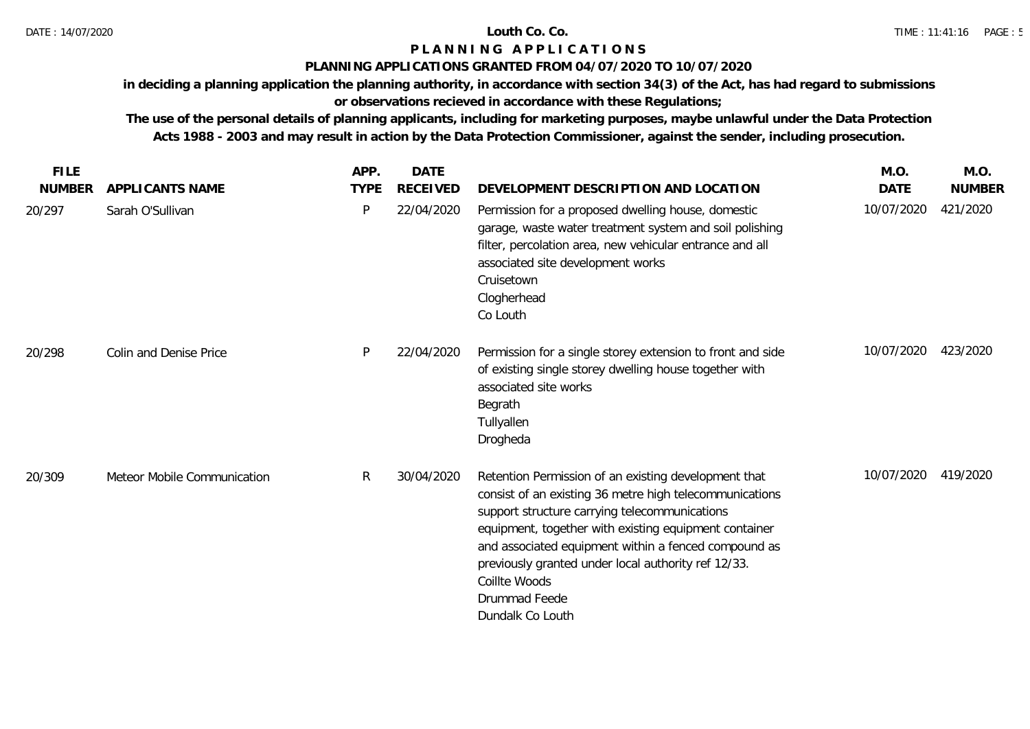# Louth Co. Co.

## P L A N N I N G   A P P L I C A T I O N S

### PLANNING APPLICATIONS GRANTED FROM 04/07/2020 TO 10/07/2020

**in deciding a planning application the planning authority, in accordance with section 34(3) of the Act, has had regard to submissions or observations recieved in accordance with these Regulations;**

**The use of the personal details of planning applicants, including for marketing purposes, maybe unlawful under the Data Protection Acts 1988 - 2003 and may result in action by the Data Protection Commissioner, against the sender, including prosecution.**

| FILE NUMBER | APPLICANTS NAME | APP. TYPE | DATE RECEIVED | DEVELOPMENT DESCRIPTION AND LOCATION | M.O. DATE | M.O. NUMBER |
|---|---|---|---|---|---|---|
| 20/297 | Sarah O'Sullivan | P | 22/04/2020 | Permission for a proposed dwelling house, domestic garage, waste water treatment system and soil polishing filter, percolation area, new vehicular entrance and all associated site development works<br>Cruisetown<br>Clogherhead<br>Co Louth | 10/07/2020 | 421/2020 |
| 20/298 | Colin and Denise Price | P | 22/04/2020 | Permission for a single storey extension to front and side of existing single storey dwelling house together with associated site works<br>Begrath<br>Tullyallen<br>Drogheda | 10/07/2020 | 423/2020 |
| 20/309 | Meteor Mobile Communication | R | 30/04/2020 | Retention Permission of an existing development that consist of an existing 36 metre high telecommunications support structure carrying telecommunications equipment, together with existing equipment container and associated equipment within a fenced compound as previously granted under local authority ref 12/33.<br>Coillte Woods<br>Drummad Feede<br>Dundalk Co Louth | 10/07/2020 | 419/2020 |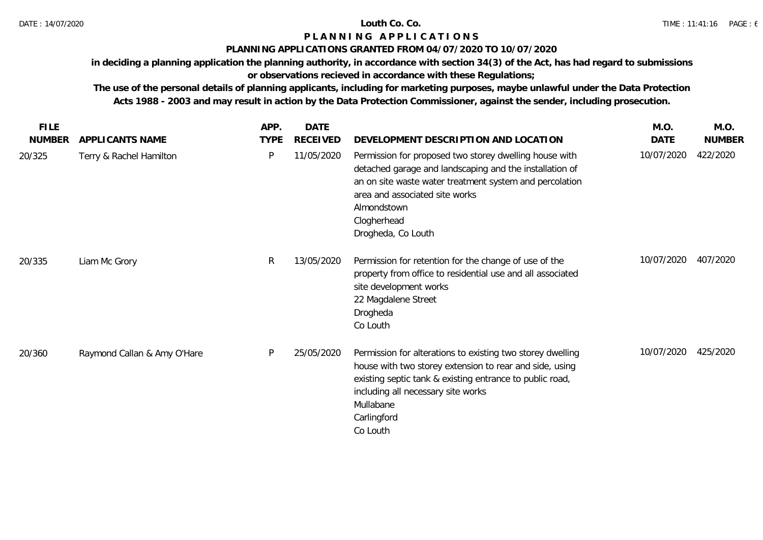# Louth Co. Co.

## PLANNING APPLICATIONS

### PLANNING APPLICATIONS GRANTED FROM 04/07/2020 TO 10/07/2020

**in deciding a planning application the planning authority, in accordance with section 34(3) of the Act, has had regard to submissions or observations recieved in accordance with these Regulations;**

**The use of the personal details of planning applicants, including for marketing purposes, maybe unlawful under the Data Protection Acts 1988 - 2003 and may result in action by the Data Protection Commissioner, against the sender, including prosecution.**

| FILE NUMBER | APPLICANTS NAME | APP. TYPE | DATE RECEIVED | DEVELOPMENT DESCRIPTION AND LOCATION | M.O. DATE | M.O. NUMBER |
|---|---|---|---|---|---|---|
| 20/325 | Terry & Rachel Hamilton | P | 11/05/2020 | Permission for proposed two storey dwelling house with detached garage and landscaping and the installation of an on site waste water treatment system and percolation area and associated site works<br>Almondstown<br>Clogherhead<br>Drogheda, Co Louth | 10/07/2020 | 422/2020 |
| 20/335 | Liam Mc Grory | R | 13/05/2020 | Permission for retention for the change of use of the property from office to residential use and all associated site development works<br>22 Magdalene Street<br>Drogheda<br>Co Louth | 10/07/2020 | 407/2020 |
| 20/360 | Raymond Callan & Amy O'Hare | P | 25/05/2020 | Permission for alterations to existing two storey dwelling house with two storey extension to rear and side, using existing septic tank & existing entrance to public road, including all necessary site works<br>Mullabane<br>Carlingford<br>Co Louth | 10/07/2020 | 425/2020 |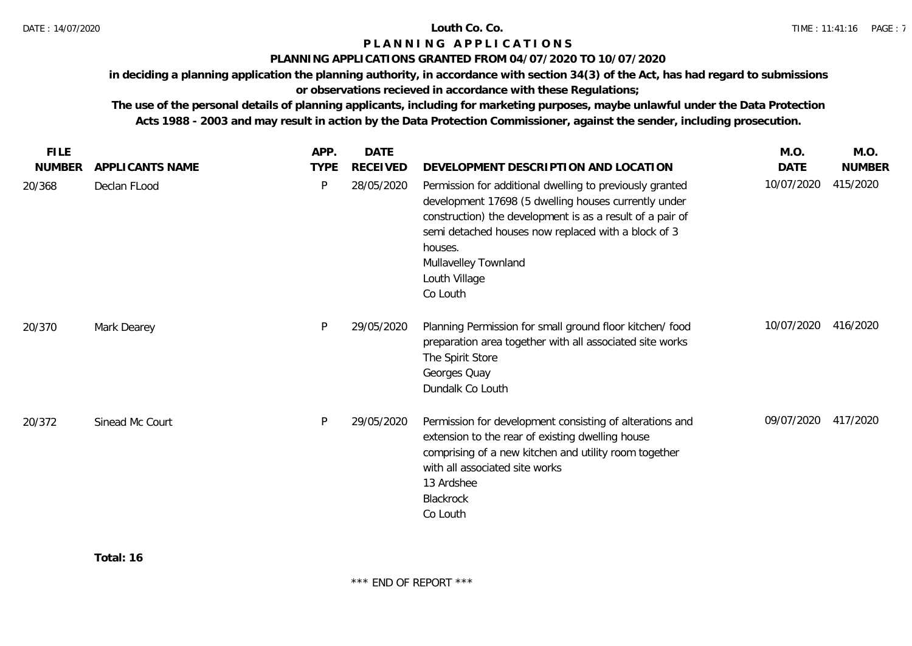**Louth Co. Co.**

**P L A N N I N G   A P P L I C A T I O N S**

**PLANNING APPLICATIONS GRANTED FROM 04/07/2020 TO 10/07/2020**

**in deciding a planning application the planning authority, in accordance with section 34(3) of the Act, has had regard to submissions or observations recieved in accordance with these Regulations;**

**The use of the personal details of planning applicants, including for marketing purposes, maybe unlawful under the Data Protection Acts 1988 - 2003 and may result in action by the Data Protection Commissioner, against the sender, including prosecution.**

| FILE NUMBER | APPLICANTS NAME | APP. TYPE | DATE RECEIVED | DEVELOPMENT DESCRIPTION AND LOCATION | M.O. DATE | M.O. NUMBER |
|---|---|---|---|---|---|---|
| 20/368 | Declan FLood | P | 28/05/2020 | Permission for additional dwelling to previously granted development 17698 (5 dwelling houses currently under construction) the development is as a result of a pair of semi detached houses now replaced with a block of 3 houses.<br>Mullavelley Townland<br>Louth Village<br>Co Louth | 10/07/2020 | 415/2020 |
| 20/370 | Mark Dearey | P | 29/05/2020 | Planning Permission for small ground floor kitchen/ food preparation area together with all associated site works<br>The Spirit Store<br>Georges Quay<br>Dundalk Co Louth | 10/07/2020 | 416/2020 |
| 20/372 | Sinead Mc Court | P | 29/05/2020 | Permission for development consisting of alterations and extension to the rear of existing dwelling house comprising of a new kitchen and utility room together with all associated site works<br>13 Ardshee<br>Blackrock<br>Co Louth | 09/07/2020 | 417/2020 |

**Total: 16**

\*\*\* END OF REPORT \*\*\*